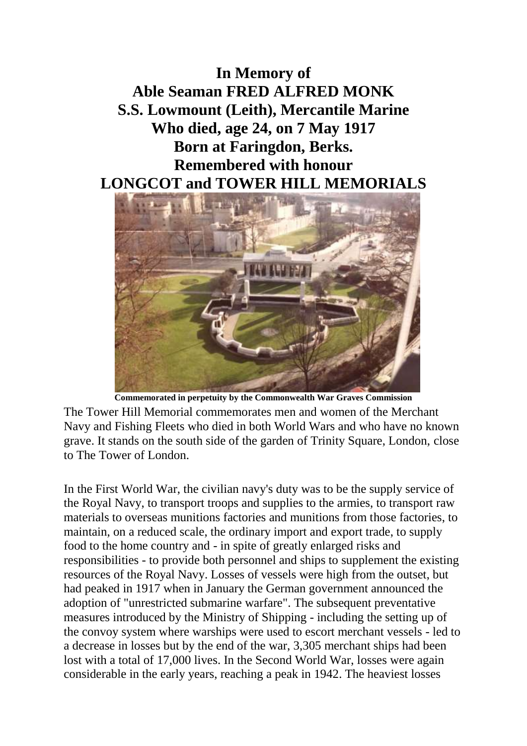# In Memory of
# Able Seaman FRED ALFRED MONK
# S.S. Lowmount (Leith), Mercantile Marine
# Who died, age 24, on 7 May 1917
# Born at Faringdon, Berks.
# Remembered with honour
# LONGCOT and TOWER HILL MEMORIALS

**Commemorated in perpetuity by the Commonwealth War Graves Commission**

The Tower Hill Memorial commemorates men and women of the Merchant Navy and Fishing Fleets who died in both World Wars and who have no known grave. It stands on the south side of the garden of Trinity Square, London, close to The Tower of London.

In the First World War, the civilian navy's duty was to be the supply service of the Royal Navy, to transport troops and supplies to the armies, to transport raw materials to overseas munitions factories and munitions from those factories, to maintain, on a reduced scale, the ordinary import and export trade, to supply food to the home country and - in spite of greatly enlarged risks and responsibilities - to provide both personnel and ships to supplement the existing resources of the Royal Navy. Losses of vessels were high from the outset, but had peaked in 1917 when in January the German government announced the adoption of "unrestricted submarine warfare". The subsequent preventative measures introduced by the Ministry of Shipping - including the setting up of the convoy system where warships were used to escort merchant vessels - led to a decrease in losses but by the end of the war, 3,305 merchant ships had been lost with a total of 17,000 lives. In the Second World War, losses were again considerable in the early years, reaching a peak in 1942. The heaviest losses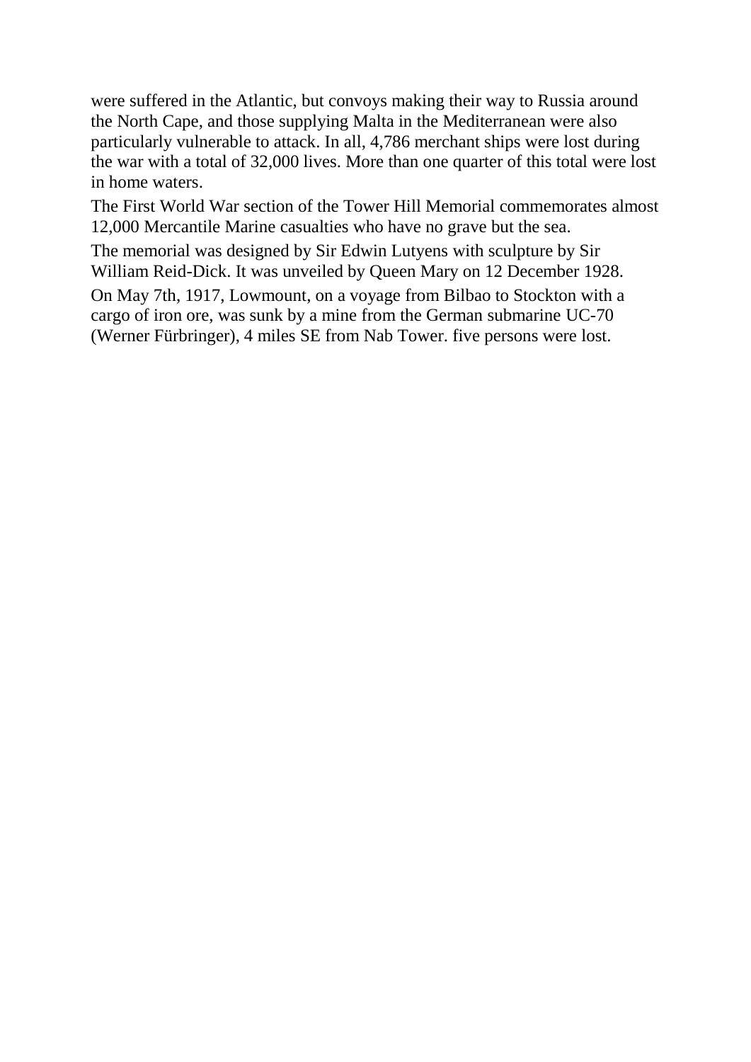were suffered in the Atlantic, but convoys making their way to Russia around the North Cape, and those supplying Malta in the Mediterranean were also particularly vulnerable to attack. In all, 4,786 merchant ships were lost during the war with a total of 32,000 lives. More than one quarter of this total were lost in home waters.

The First World War section of the Tower Hill Memorial commemorates almost 12,000 Mercantile Marine casualties who have no grave but the sea.

The memorial was designed by Sir Edwin Lutyens with sculpture by Sir William Reid-Dick. It was unveiled by Queen Mary on 12 December 1928.

On May 7th, 1917, Lowmount, on a voyage from Bilbao to Stockton with a cargo of iron ore, was sunk by a mine from the German submarine UC-70 (Werner Fürbringer), 4 miles SE from Nab Tower. five persons were lost.